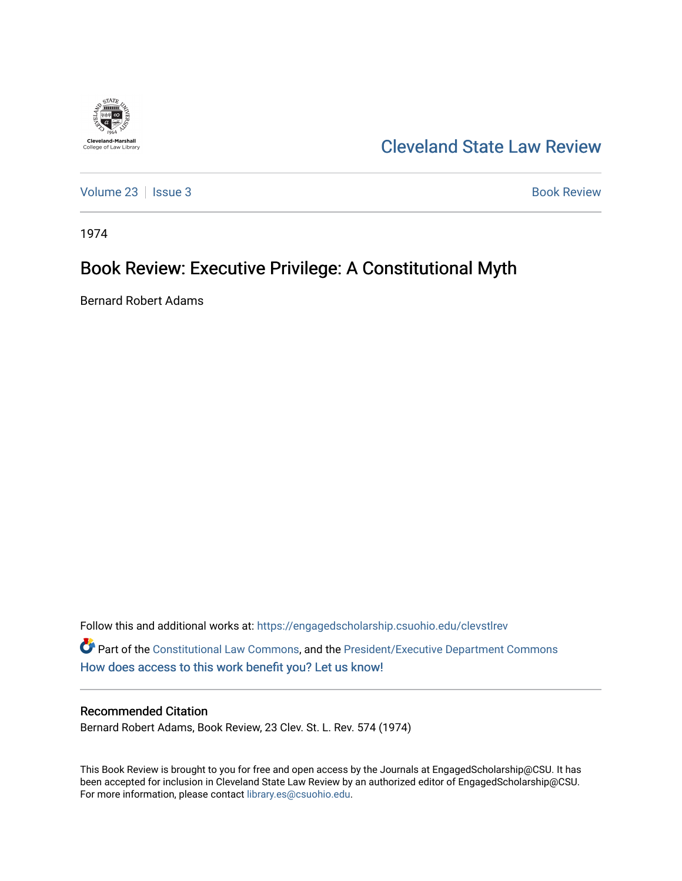Cleveland State Law Review

Volume 23 | Issue 3

Book Review

1974

# Book Review: Executive Privilege: A Constitutional Myth

Bernard Robert Adams

Follow this and additional works at: https://engagedscholarship.csuohio.edu/clevstlrev

Part of the Constitutional Law Commons, and the President/Executive Department Commons

How does access to this work benefit you? Let us know!

## Recommended Citation

Bernard Robert Adams, Book Review, 23 Clev. St. L. Rev. 574 (1974)

This Book Review is brought to you for free and open access by the Journals at EngagedScholarship@CSU. It has been accepted for inclusion in Cleveland State Law Review by an authorized editor of EngagedScholarship@CSU. For more information, please contact library.es@csuohio.edu.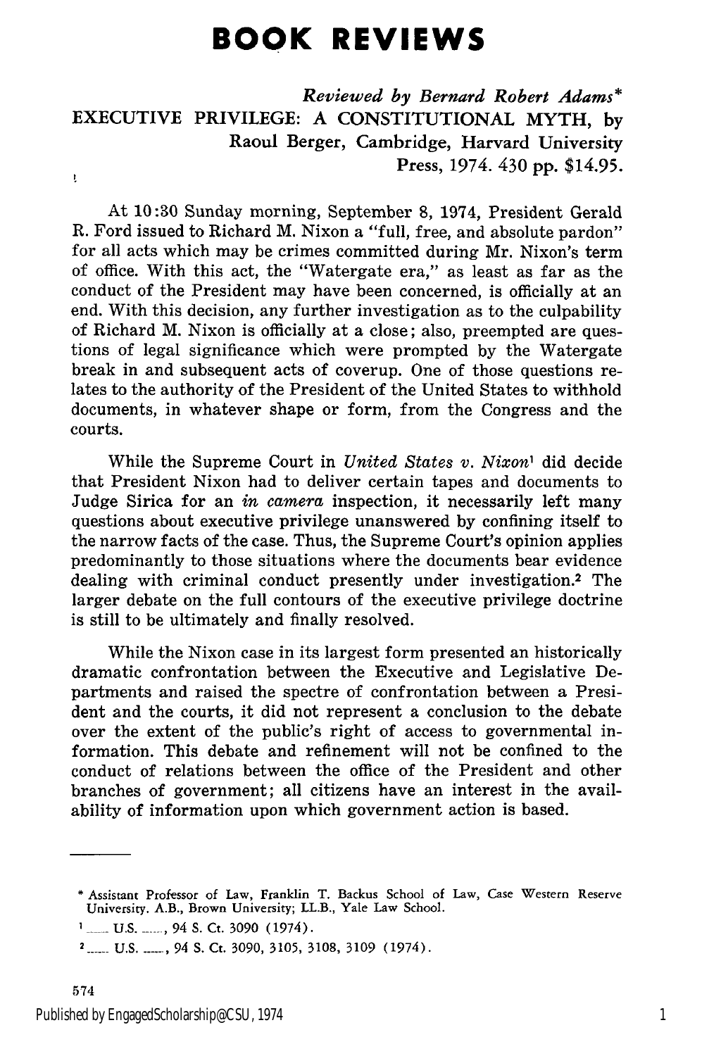# BOOK REVIEWS

*Reviewed by Bernard Robert Adams\**

EXECUTIVE PRIVILEGE: A CONSTITUTIONAL MYTH, by Raoul Berger, Cambridge, Harvard University Press, 1974. 430 pp. $14.95.

At 10:30 Sunday morning, September 8, 1974, President Gerald R. Ford issued to Richard M. Nixon a "full, free, and absolute pardon" for all acts which may be crimes committed during Mr. Nixon's term of office. With this act, the "Watergate era," as least as far as the conduct of the President may have been concerned, is officially at an end. With this decision, any further investigation as to the culpability of Richard M. Nixon is officially at a close; also, preempted are questions of legal significance which were prompted by the Watergate break in and subsequent acts of coverup. One of those questions relates to the authority of the President of the United States to withhold documents, in whatever shape or form, from the Congress and the courts.

While the Supreme Court in *United States v. Nixon*[1] did decide that President Nixon had to deliver certain tapes and documents to Judge Sirica for an *in camera* inspection, it necessarily left many questions about executive privilege unanswered by confining itself to the narrow facts of the case. Thus, the Supreme Court's opinion applies predominantly to those situations where the documents bear evidence dealing with criminal conduct presently under investigation.[2] The larger debate on the full contours of the executive privilege doctrine is still to be ultimately and finally resolved.

While the Nixon case in its largest form presented an historically dramatic confrontation between the Executive and Legislative Departments and raised the spectre of confrontation between a President and the courts, it did not represent a conclusion to the debate over the extent of the public's right of access to governmental information. This debate and refinement will not be confined to the conduct of relations between the office of the President and other branches of government; all citizens have an interest in the availability of information upon which government action is based.

---

\* Assistant Professor of Law, Franklin T. Backus School of Law, Case Western Reserve University. A.B., Brown University; LL.B., Yale Law School.

[1] ___ U.S. ___, 94 S. Ct. 3090 (1974).

[2] ___ U.S. ___, 94 S. Ct. 3090, 3105, 3108, 3109 (1974).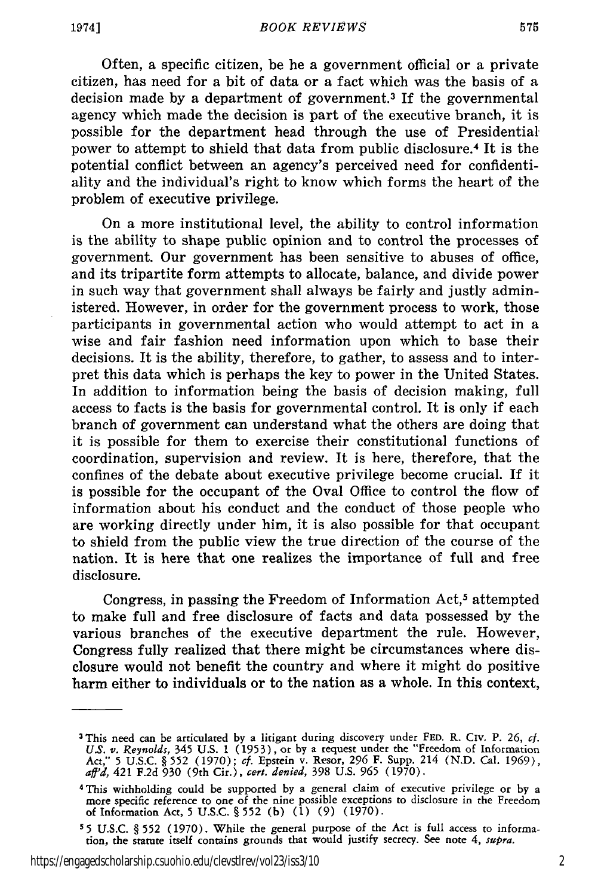Often, a specific citizen, be he a government official or a private citizen, has need for a bit of data or a fact which was the basis of a decision made by a department of government.[3] If the governmental agency which made the decision is part of the executive branch, it is possible for the department head through the use of Presidential power to attempt to shield that data from public disclosure.[4] It is the potential conflict between an agency's perceived need for confidentiality and the individual's right to know which forms the heart of the problem of executive privilege.

On a more institutional level, the ability to control information is the ability to shape public opinion and to control the processes of government. Our government has been sensitive to abuses of office, and its tripartite form attempts to allocate, balance, and divide power in such way that government shall always be fairly and justly administered. However, in order for the government process to work, those participants in governmental action who would attempt to act in a wise and fair fashion need information upon which to base their decisions. It is the ability, therefore, to gather, to assess and to interpret this data which is perhaps the key to power in the United States. In addition to information being the basis of decision making, full access to facts is the basis for governmental control. It is only if each branch of government can understand what the others are doing that it is possible for them to exercise their constitutional functions of coordination, supervision and review. It is here, therefore, that the confines of the debate about executive privilege become crucial. If it is possible for the occupant of the Oval Office to control the flow of information about his conduct and the conduct of those people who are working directly under him, it is also possible for that occupant to shield from the public view the true direction of the course of the nation. It is here that one realizes the importance of full and free disclosure.

Congress, in passing the Freedom of Information Act,[5] attempted to make full and free disclosure of facts and data possessed by the various branches of the executive department the rule. However, Congress fully realized that there might be circumstances where disclosure would not benefit the country and where it might do positive harm either to individuals or to the nation as a whole. In this context,

---

[3] This need can be articulated by a litigant during discovery under FED. R. CIV. P. 26, *cf. U.S. v. Reynolds*, 345 U.S. 1 (1953), or by a request under the "Freedom of Information Act," 5 U.S.C. § 552 (1970); *cf.* Epstein v. Resor, 296 F. Supp. 214 (N.D. Cal. 1969), *aff'd*, 421 F.2d 930 (9th Cir.), *cert. denied*, 398 U.S. 965 (1970).

[4] This withholding could be supported by a general claim of executive privilege or by a more specific reference to one of the nine possible exceptions to disclosure in the Freedom of Information Act, 5 U.S.C. § 552 (b) (1) (9) (1970).

[5] 5 U.S.C. § 552 (1970). While the general purpose of the Act is full access to information, the statute itself contains grounds that would justify secrecy. See note 4, *supra*.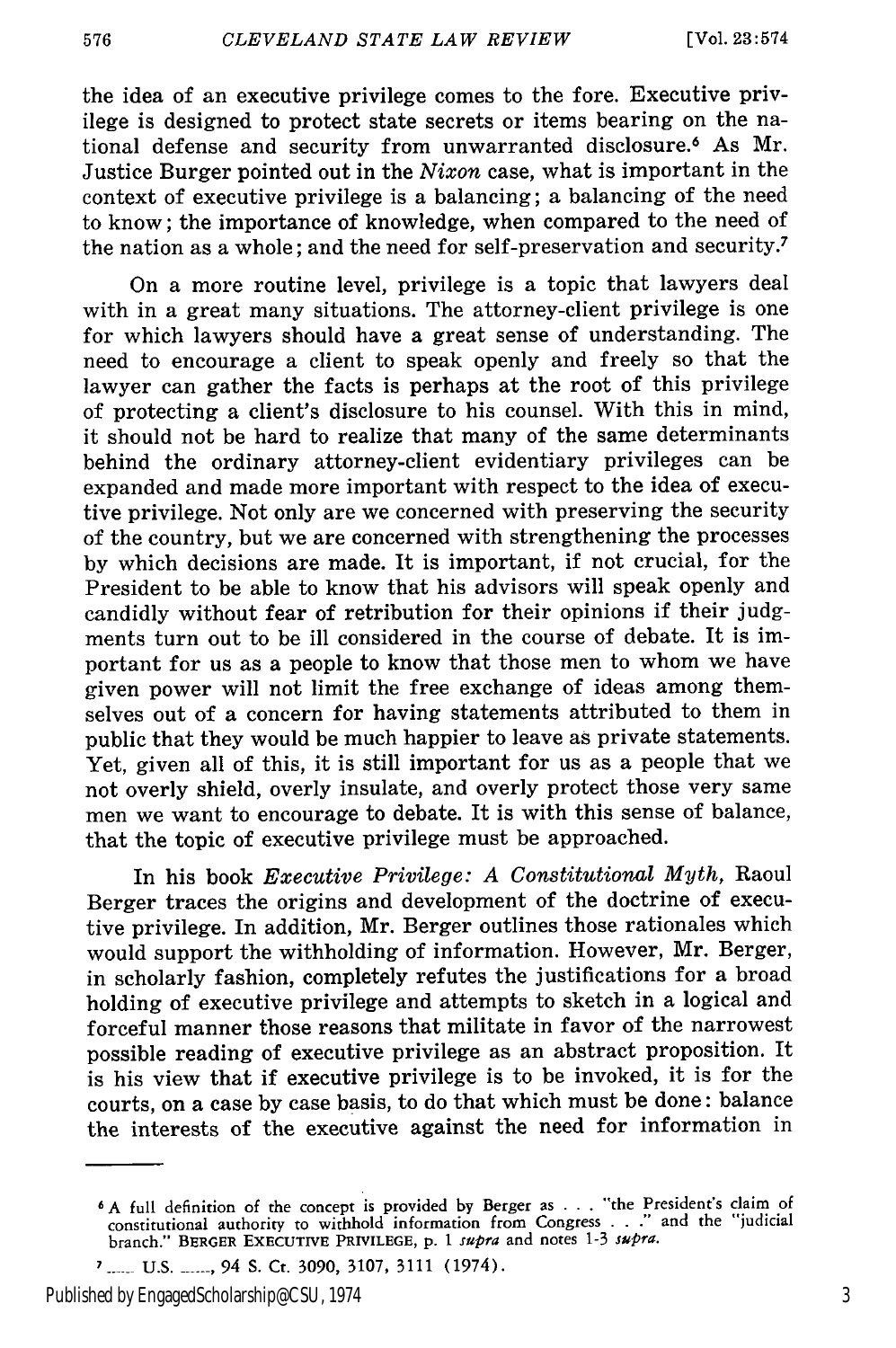the idea of an executive privilege comes to the fore. Executive privilege is designed to protect state secrets or items bearing on the national defense and security from unwarranted disclosure.[6] As Mr. Justice Burger pointed out in the *Nixon* case, what is important in the context of executive privilege is a balancing; a balancing of the need to know; the importance of knowledge, when compared to the need of the nation as a whole; and the need for self-preservation and security.[7]

On a more routine level, privilege is a topic that lawyers deal with in a great many situations. The attorney-client privilege is one for which lawyers should have a great sense of understanding. The need to encourage a client to speak openly and freely so that the lawyer can gather the facts is perhaps at the root of this privilege of protecting a client's disclosure to his counsel. With this in mind, it should not be hard to realize that many of the same determinants behind the ordinary attorney-client evidentiary privileges can be expanded and made more important with respect to the idea of executive privilege. Not only are we concerned with preserving the security of the country, but we are concerned with strengthening the processes by which decisions are made. It is important, if not crucial, for the President to be able to know that his advisors will speak openly and candidly without fear of retribution for their opinions if their judgments turn out to be ill considered in the course of debate. It is important for us as a people to know that those men to whom we have given power will not limit the free exchange of ideas among themselves out of a concern for having statements attributed to them in public that they would be much happier to leave as private statements. Yet, given all of this, it is still important for us as a people that we not overly shield, overly insulate, and overly protect those very same men we want to encourage to debate. It is with this sense of balance, that the topic of executive privilege must be approached.

In his book *Executive Privilege: A Constitutional Myth*, Raoul Berger traces the origins and development of the doctrine of executive privilege. In addition, Mr. Berger outlines those rationales which would support the withholding of information. However, Mr. Berger, in scholarly fashion, completely refutes the justifications for a broad holding of executive privilege and attempts to sketch in a logical and forceful manner those reasons that militate in favor of the narrowest possible reading of executive privilege as an abstract proposition. It is his view that if executive privilege is to be invoked, it is for the courts, on a case by case basis, to do that which must be done: balance the interests of the executive against the need for information in

---

[6] A full definition of the concept is provided by Berger as . . . "the President's claim of constitutional authority to withhold information from Congress . . ." and the "judicial branch." BERGER EXECUTIVE PRIVILEGE, p. 1 *supra* and notes 1-3 *supra*.

[7] ___ U.S. ___, 94 S. Ct. 3090, 3107, 3111 (1974).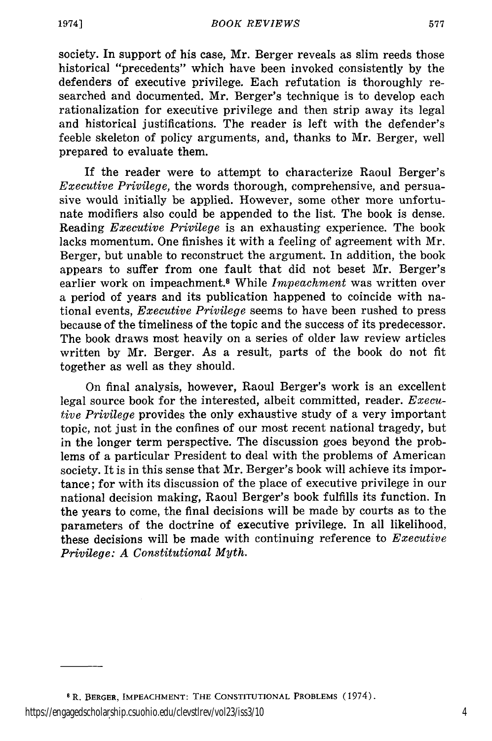society. In support of his case, Mr. Berger reveals as slim reeds those historical "precedents" which have been invoked consistently by the defenders of executive privilege. Each refutation is thoroughly researched and documented. Mr. Berger's technique is to develop each rationalization for executive privilege and then strip away its legal and historical justifications. The reader is left with the defender's feeble skeleton of policy arguments, and, thanks to Mr. Berger, well prepared to evaluate them.

If the reader were to attempt to characterize Raoul Berger's *Executive Privilege*, the words thorough, comprehensive, and persuasive would initially be applied. However, some other more unfortunate modifiers also could be appended to the list. The book is dense. Reading *Executive Privilege* is an exhausting experience. The book lacks momentum. One finishes it with a feeling of agreement with Mr. Berger, but unable to reconstruct the argument. In addition, the book appears to suffer from one fault that did not beset Mr. Berger's earlier work on impeachment.[8] While *Impeachment* was written over a period of years and its publication happened to coincide with national events, *Executive Privilege* seems to have been rushed to press because of the timeliness of the topic and the success of its predecessor. The book draws most heavily on a series of older law review articles written by Mr. Berger. As a result, parts of the book do not fit together as well as they should.

On final analysis, however, Raoul Berger's work is an excellent legal source book for the interested, albeit committed, reader. *Executive Privilege* provides the only exhaustive study of a very important topic, not just in the confines of our most recent national tragedy, but in the longer term perspective. The discussion goes beyond the problems of a particular President to deal with the problems of American society. It is in this sense that Mr. Berger's book will achieve its importance; for with its discussion of the place of executive privilege in our national decision making, Raoul Berger's book fulfills its function. In the years to come, the final decisions will be made by courts as to the parameters of the doctrine of executive privilege. In all likelihood, these decisions will be made with continuing reference to *Executive Privilege: A Constitutional Myth.*

---

[8] R. BERGER, IMPEACHMENT: THE CONSTITUTIONAL PROBLEMS (1974).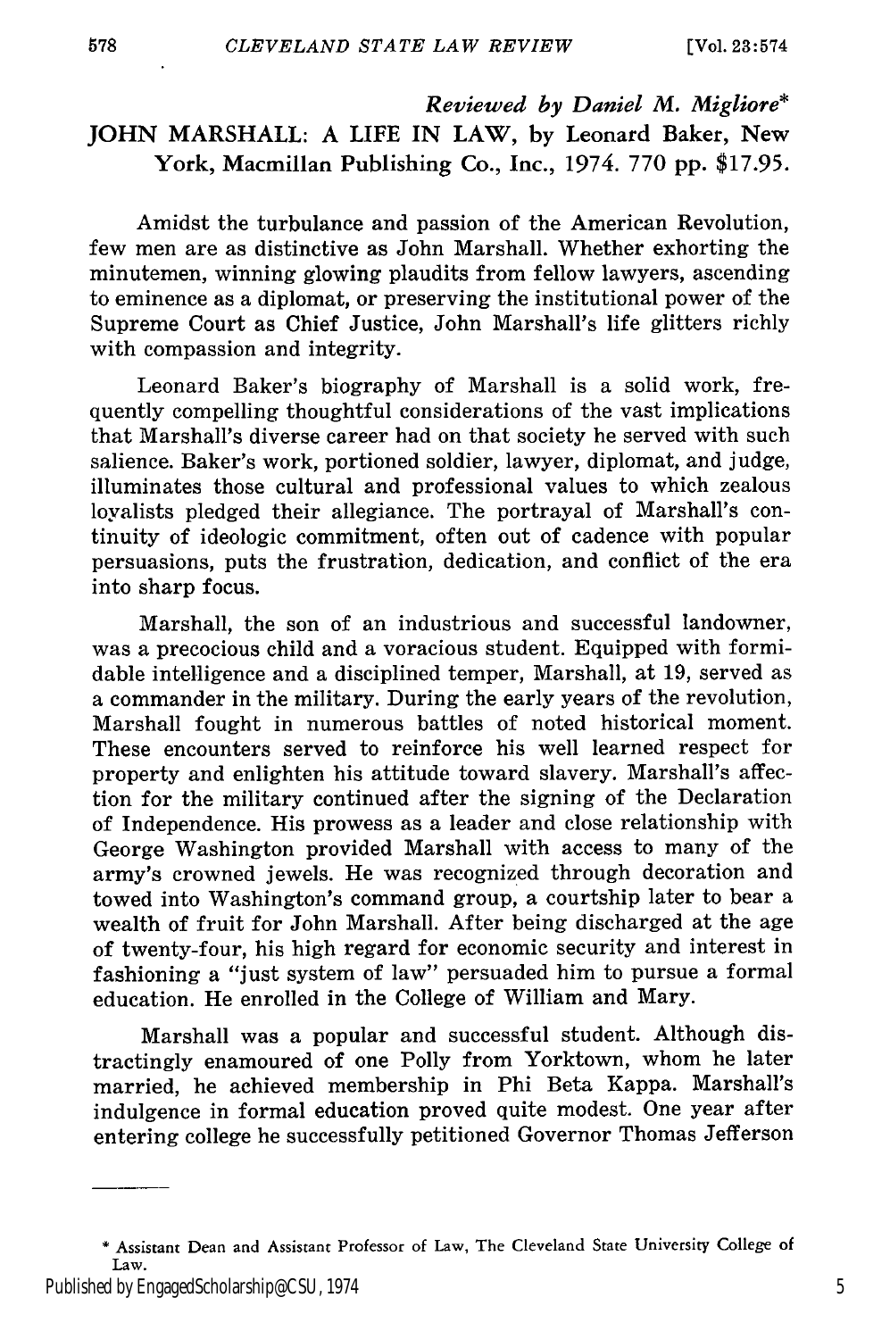*Reviewed by Daniel M. Migliore**

JOHN MARSHALL: A LIFE IN LAW, by Leonard Baker, New York, Macmillan Publishing Co., Inc., 1974. 770 pp. $17.95.

Amidst the turbulance and passion of the American Revolution, few men are as distinctive as John Marshall. Whether exhorting the minutemen, winning glowing plaudits from fellow lawyers, ascending to eminence as a diplomat, or preserving the institutional power of the Supreme Court as Chief Justice, John Marshall's life glitters richly with compassion and integrity.

Leonard Baker's biography of Marshall is a solid work, frequently compelling thoughtful considerations of the vast implications that Marshall's diverse career had on that society he served with such salience. Baker's work, portioned soldier, lawyer, diplomat, and judge, illuminates those cultural and professional values to which zealous loyalists pledged their allegiance. The portrayal of Marshall's continuity of ideologic commitment, often out of cadence with popular persuasions, puts the frustration, dedication, and conflict of the era into sharp focus.

Marshall, the son of an industrious and successful landowner, was a precocious child and a voracious student. Equipped with formidable intelligence and a disciplined temper, Marshall, at 19, served as a commander in the military. During the early years of the revolution, Marshall fought in numerous battles of noted historical moment. These encounters served to reinforce his well learned respect for property and enlighten his attitude toward slavery. Marshall's affection for the military continued after the signing of the Declaration of Independence. His prowess as a leader and close relationship with George Washington provided Marshall with access to many of the army's crowned jewels. He was recognized through decoration and towed into Washington's command group, a courtship later to bear a wealth of fruit for John Marshall. After being discharged at the age of twenty-four, his high regard for economic security and interest in fashioning a "just system of law" persuaded him to pursue a formal education. He enrolled in the College of William and Mary.

Marshall was a popular and successful student. Although distractingly enamoured of one Polly from Yorktown, whom he later married, he achieved membership in Phi Beta Kappa. Marshall's indulgence in formal education proved quite modest. One year after entering college he successfully petitioned Governor Thomas Jefferson

---

* Assistant Dean and Assistant Professor of Law, The Cleveland State University College of Law.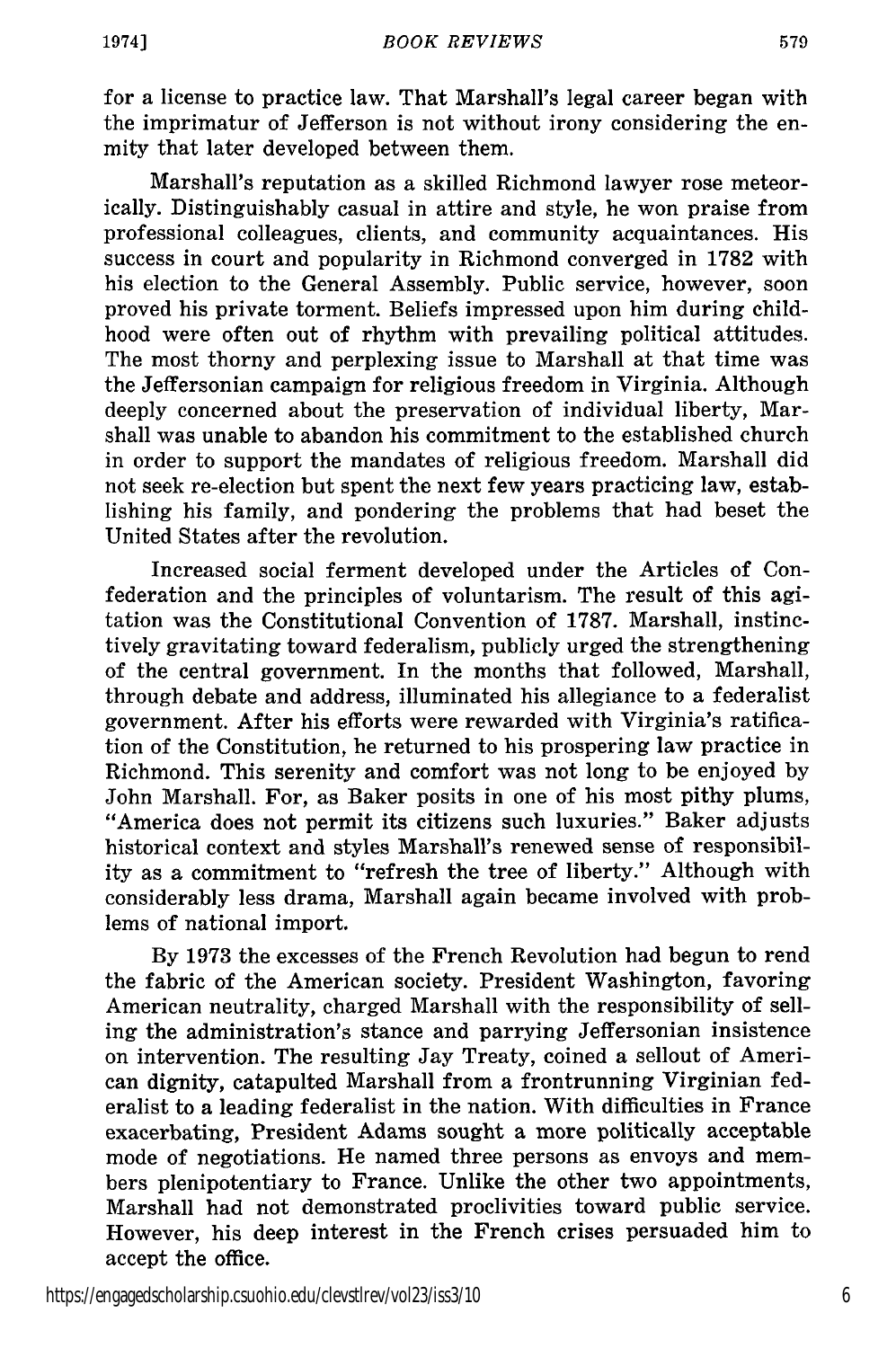for a license to practice law. That Marshall's legal career began with the imprimatur of Jefferson is not without irony considering the enmity that later developed between them.

Marshall's reputation as a skilled Richmond lawyer rose meteorically. Distinguishably casual in attire and style, he won praise from professional colleagues, clients, and community acquaintances. His success in court and popularity in Richmond converged in 1782 with his election to the General Assembly. Public service, however, soon proved his private torment. Beliefs impressed upon him during childhood were often out of rhythm with prevailing political attitudes. The most thorny and perplexing issue to Marshall at that time was the Jeffersonian campaign for religious freedom in Virginia. Although deeply concerned about the preservation of individual liberty, Marshall was unable to abandon his commitment to the established church in order to support the mandates of religious freedom. Marshall did not seek re-election but spent the next few years practicing law, establishing his family, and pondering the problems that had beset the United States after the revolution.

Increased social ferment developed under the Articles of Confederation and the principles of voluntarism. The result of this agitation was the Constitutional Convention of 1787. Marshall, instinctively gravitating toward federalism, publicly urged the strengthening of the central government. In the months that followed, Marshall, through debate and address, illuminated his allegiance to a federalist government. After his efforts were rewarded with Virginia's ratification of the Constitution, he returned to his prospering law practice in Richmond. This serenity and comfort was not long to be enjoyed by John Marshall. For, as Baker posits in one of his most pithy plums, "America does not permit its citizens such luxuries." Baker adjusts historical context and styles Marshall's renewed sense of responsibility as a commitment to "refresh the tree of liberty." Although with considerably less drama, Marshall again became involved with problems of national import.

By 1973 the excesses of the French Revolution had begun to rend the fabric of the American society. President Washington, favoring American neutrality, charged Marshall with the responsibility of selling the administration's stance and parrying Jeffersonian insistence on intervention. The resulting Jay Treaty, coined a sellout of American dignity, catapulted Marshall from a frontrunning Virginian federalist to a leading federalist in the nation. With difficulties in France exacerbating, President Adams sought a more politically acceptable mode of negotiations. He named three persons as envoys and members plenipotentiary to France. Unlike the other two appointments, Marshall had not demonstrated proclivities toward public service. However, his deep interest in the French crises persuaded him to accept the office.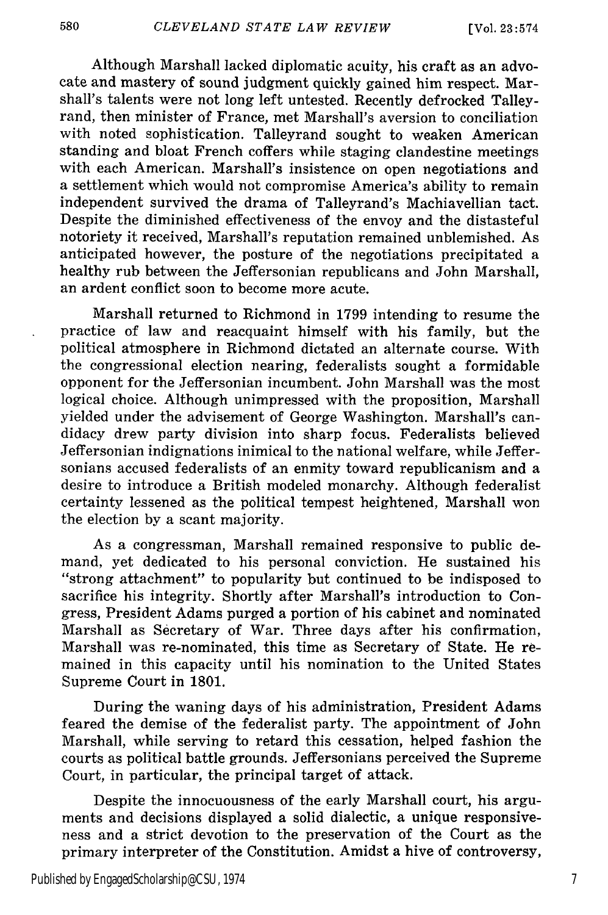Although Marshall lacked diplomatic acuity, his craft as an advocate and mastery of sound judgment quickly gained him respect. Marshall's talents were not long left untested. Recently defrocked Talleyrand, then minister of France, met Marshall's aversion to conciliation with noted sophistication. Talleyrand sought to weaken American standing and bloat French coffers while staging clandestine meetings with each American. Marshall's insistence on open negotiations and a settlement which would not compromise America's ability to remain independent survived the drama of Talleyrand's Machiavellian tact. Despite the diminished effectiveness of the envoy and the distasteful notoriety it received, Marshall's reputation remained unblemished. As anticipated however, the posture of the negotiations precipitated a healthy rub between the Jeffersonian republicans and John Marshall, an ardent conflict soon to become more acute.

Marshall returned to Richmond in 1799 intending to resume the practice of law and reacquaint himself with his family, but the political atmosphere in Richmond dictated an alternate course. With the congressional election nearing, federalists sought a formidable opponent for the Jeffersonian incumbent. John Marshall was the most logical choice. Although unimpressed with the proposition, Marshall yielded under the advisement of George Washington. Marshall's candidacy drew party division into sharp focus. Federalists believed Jeffersonian indignations inimical to the national welfare, while Jeffersonians accused federalists of an enmity toward republicanism and a desire to introduce a British modeled monarchy. Although federalist certainty lessened as the political tempest heightened, Marshall won the election by a scant majority.

As a congressman, Marshall remained responsive to public demand, yet dedicated to his personal conviction. He sustained his "strong attachment" to popularity but continued to be indisposed to sacrifice his integrity. Shortly after Marshall's introduction to Congress, President Adams purged a portion of his cabinet and nominated Marshall as Secretary of War. Three days after his confirmation, Marshall was re-nominated, this time as Secretary of State. He remained in this capacity until his nomination to the United States Supreme Court in 1801.

During the waning days of his administration, President Adams feared the demise of the federalist party. The appointment of John Marshall, while serving to retard this cessation, helped fashion the courts as political battle grounds. Jeffersonians perceived the Supreme Court, in particular, the principal target of attack.

Despite the innocuousness of the early Marshall court, his arguments and decisions displayed a solid dialectic, a unique responsiveness and a strict devotion to the preservation of the Court as the primary interpreter of the Constitution. Amidst a hive of controversy,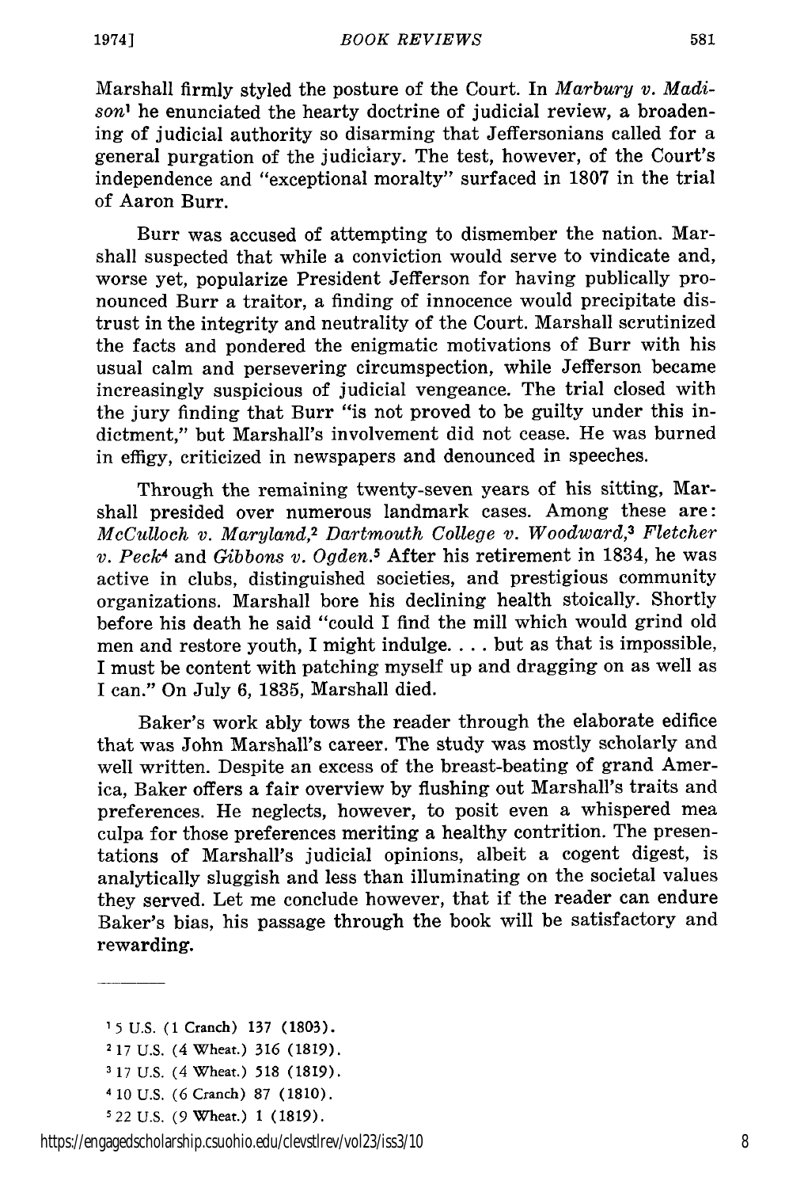Marshall firmly styled the posture of the Court. In *Marbury v. Madison*[1] he enunciated the hearty doctrine of judicial review, a broadening of judicial authority so disarming that Jeffersonians called for a general purgation of the judiciary. The test, however, of the Court's independence and "exceptional moralty" surfaced in 1807 in the trial of Aaron Burr.

Burr was accused of attempting to dismember the nation. Marshall suspected that while a conviction would serve to vindicate and, worse yet, popularize President Jefferson for having publically pronounced Burr a traitor, a finding of innocence would precipitate distrust in the integrity and neutrality of the Court. Marshall scrutinized the facts and pondered the enigmatic motivations of Burr with his usual calm and persevering circumspection, while Jefferson became increasingly suspicious of judicial vengeance. The trial closed with the jury finding that Burr "is not proved to be guilty under this indictment," but Marshall's involvement did not cease. He was burned in effigy, criticized in newspapers and denounced in speeches.

Through the remaining twenty-seven years of his sitting, Marshall presided over numerous landmark cases. Among these are: *McCulloch v. Maryland*,[2] *Dartmouth College v. Woodward*,[3] *Fletcher v. Peck*[4] and *Gibbons v. Ogden*.[5] After his retirement in 1834, he was active in clubs, distinguished societies, and prestigious community organizations. Marshall bore his declining health stoically. Shortly before his death he said "could I find the mill which would grind old men and restore youth, I might indulge. . . . but as that is impossible, I must be content with patching myself up and dragging on as well as I can." On July 6, 1835, Marshall died.

Baker's work ably tows the reader through the elaborate edifice that was John Marshall's career. The study was mostly scholarly and well written. Despite an excess of the breast-beating of grand America, Baker offers a fair overview by flushing out Marshall's traits and preferences. He neglects, however, to posit even a whispered mea culpa for those preferences meriting a healthy contrition. The presentations of Marshall's judicial opinions, albeit a cogent digest, is analytically sluggish and less than illuminating on the societal values they served. Let me conclude however, that if the reader can endure Baker's bias, his passage through the book will be satisfactory and rewarding.

---

[1] 5 U.S. (1 Cranch) 137 (1803).

[2] 17 U.S. (4 Wheat.) 316 (1819).

[3] 17 U.S. (4 Wheat.) 518 (1819).

[4] 10 U.S. (6 Cranch) 87 (1810).

[5] 22 U.S. (9 Wheat.) 1 (1819).